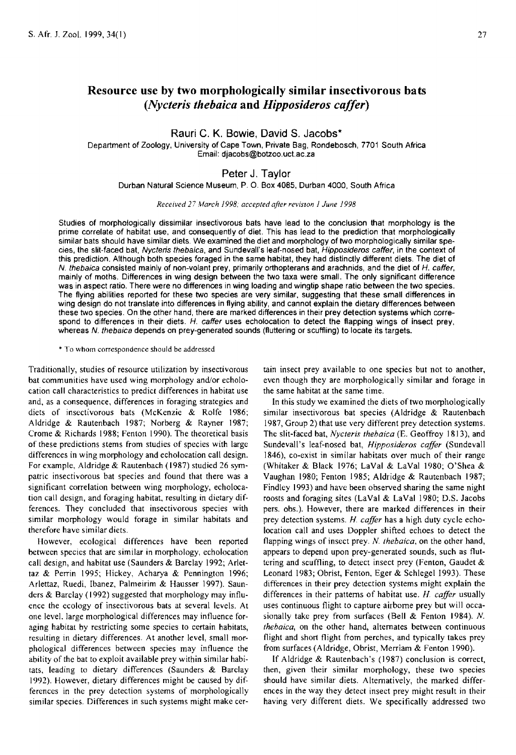# Resource use by two morphologically similar insectivorous bats (*Nycteris thebaica* and *Hipposideros caffer*)

Rauri C. K. Bowie, David S. Jacobs*

Department of Zoology, University of Cape Town, Private Bag, Rondebosch, 7701 South Africa
Email: djacobs@botzoo.uct.ac.za

Peter J. Taylor

Durban Natural Science Museum, P. O. Box 4085, Durban 4000, South Africa

*Received 27 March 1998; accepted after revision 1 June 1998*

Studies of morphologically dissimilar insectivorous bats have lead to the conclusion that morphology is the prime correlate of habitat use, and consequently of diet. This has lead to the prediction that morphologically similar bats should have similar diets. We examined the diet and morphology of two morphologically similar species, the slit-faced bat, *Nycteris thebaica*, and Sundevall's leaf-nosed bat, *Hipposideros caffer*, in the context of this prediction. Although both species foraged in the same habitat, they had distinctly different diets. The diet of *N. thebaica* consisted mainly of non-volant prey, primarily orthopterans and arachnids, and the diet of *H. caffer*, mainly of moths. Differences in wing design between the two taxa were small. The only significant difference was in aspect ratio. There were no differences in wing loading and wingtip shape ratio between the two species. The flying abilities reported for these two species are very similar, suggesting that these small differences in wing design do not translate into differences in flying ability, and cannot explain the dietary differences between these two species. On the other hand, there are marked differences in their prey detection systems which correspond to differences in their diets. *H. caffer* uses echolocation to detect the flapping wings of insect prey, whereas *N. thebaica* depends on prey-generated sounds (fluttering or scuffling) to locate its targets.

\* To whom correspondence should be addressed

Traditionally, studies of resource utilization by insectivorous bat communities have used wing morphology and/or echolocation call characteristics to predict differences in habitat use and, as a consequence, differences in foraging strategies and diets of insectivorous bats (McKenzie & Rolfe 1986; Aldridge & Rautenbach 1987; Norberg & Rayner 1987; Crome & Richards 1988; Fenton 1990). The theoretical basis of these predictions stems from studies of species with large differences in wing morphology and echolocation call design. For example, Aldridge & Rautenbach (1987) studied 26 sympatric insectivorous bat species and found that there was a significant correlation between wing morphology, echolocation call design, and foraging habitat, resulting in dietary differences. They concluded that insectivorous species with similar morphology would forage in similar habitats and therefore have similar diets.

However, ecological differences have been reported between species that are similar in morphology, echolocation call design, and habitat use (Saunders & Barclay 1992; Arlettaz & Perrin 1995; Hickey, Acharya & Pennington 1996; Arlettaz, Ruedi, Ibanez, Palmeirim & Hausser 1997). Saunders & Barclay (1992) suggested that morphology may influence the ecology of insectivorous bats at several levels. At one level, large morphological differences may influence foraging habitat by restricting some species to certain habitats, resulting in dietary differences. At another level, small morphological differences between species may influence the ability of the bat to exploit available prey within similar habitats, leading to dietary differences (Saunders & Barclay 1992). However, dietary differences might be caused by differences in the prey detection systems of morphologically similar species. Differences in such systems might make certain insect prey available to one species but not to another, even though they are morphologically similar and forage in the same habitat at the same time.

In this study we examined the diets of two morphologically similar insectivorous bat species (Aldridge & Rautenbach 1987, Group 2) that use very different prey detection systems. The slit-faced bat, *Nycteris thebaica* (E. Geoffroy 1813), and Sundevall's leaf-nosed bat, *Hipposideros caffer* (Sundevall 1846), co-exist in similar habitats over much of their range (Whitaker & Black 1976; LaVal & LaVal 1980; O'Shea & Vaughan 1980; Fenton 1985; Aldridge & Rautenbach 1987; Findley 1993) and have been observed sharing the same night roosts and foraging sites (LaVal & LaVal 1980; D.S. Jacobs pers. obs.). However, there are marked differences in their prey detection systems. *H. caffer* has a high duty cycle echolocation call and uses Doppler shifted echoes to detect the flapping wings of insect prey. *N. thebaica*, on the other hand, appears to depend upon prey-generated sounds, such as fluttering and scuffling, to detect insect prey (Fenton, Gaudet & Leonard 1983; Obrist, Fenton, Eger & Schlegel 1993). These differences in their prey detection systems might explain the differences in their patterns of habitat use. *H. caffer* usually uses continuous flight to capture airborne prey but will occasionally take prey from surfaces (Bell & Fenton 1984). *N. thebaica*, on the other hand, alternates between continuous flight and short flight from perches, and typically takes prey from surfaces (Aldridge, Obrist, Merriam & Fenton 1990).

If Aldridge & Rautenbach's (1987) conclusion is correct, then, given their similar morphology, these two species should have similar diets. Alternatively, the marked differences in the way they detect insect prey might result in their having very different diets. We specifically addressed two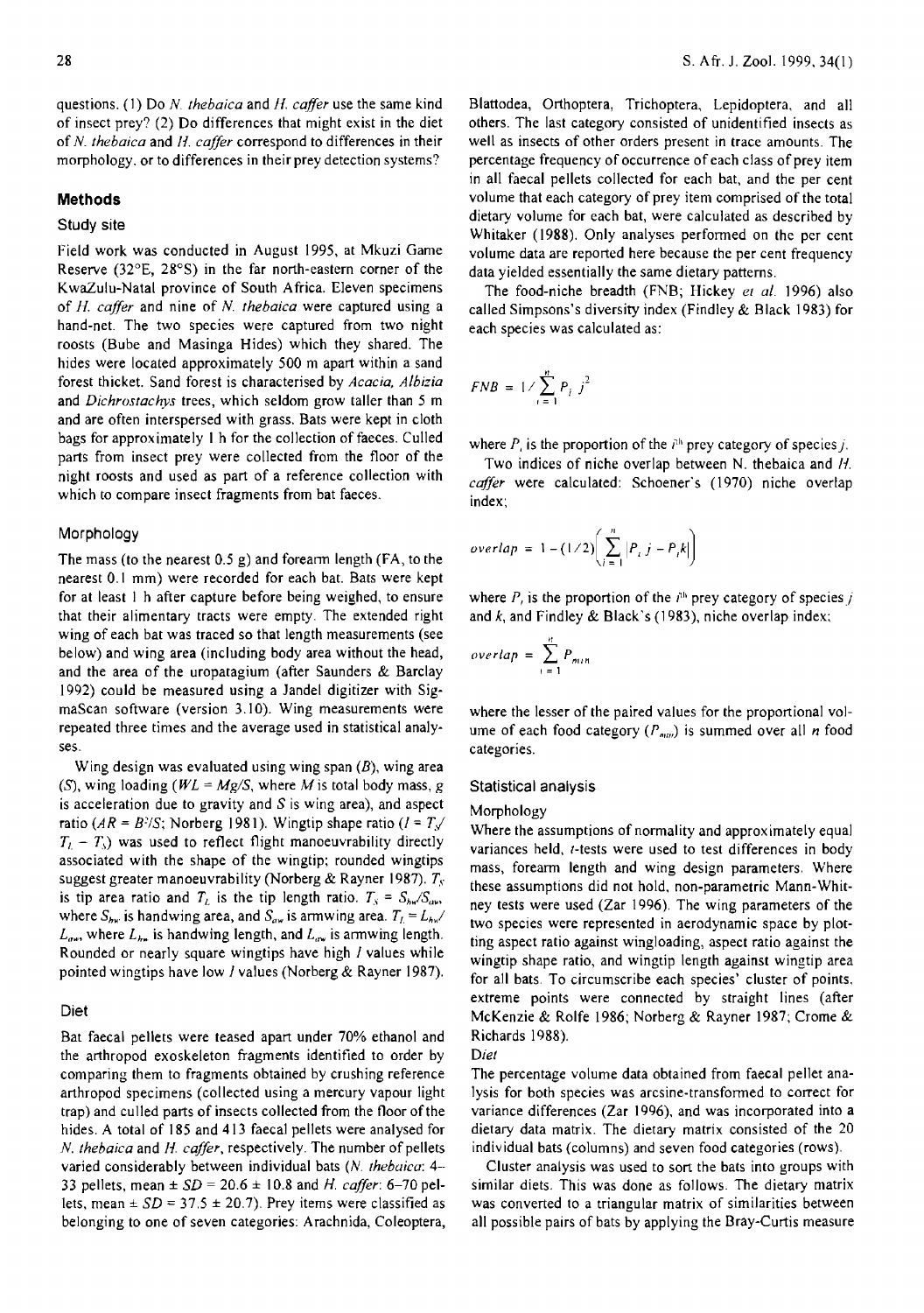questions. (1) Do *N. thebaica* and *H. caffer* use the same kind of insect prey? (2) Do differences that might exist in the diet of *N. thebaica* and *H. caffer* correspond to differences in their morphology, or to differences in their prey detection systems?

## Methods

### Study site

Field work was conducted in August 1995, at Mkuzi Game Reserve (32°E, 28°S) in the far north-eastern corner of the KwaZulu-Natal province of South Africa. Eleven specimens of *H. caffer* and nine of *N. thebaica* were captured using a hand-net. The two species were captured from two night roosts (Bube and Masinga Hides) which they shared. The hides were located approximately 500 m apart within a sand forest thicket. Sand forest is characterised by *Acacia, Albizia* and *Dichrostachys* trees, which seldom grow taller than 5 m and are often interspersed with grass. Bats were kept in cloth bags for approximately 1 h for the collection of faeces. Culled parts from insect prey were collected from the floor of the night roosts and used as part of a reference collection with which to compare insect fragments from bat faeces.

### Morphology

The mass (to the nearest 0.5 g) and forearm length (FA, to the nearest 0.1 mm) were recorded for each bat. Bats were kept for at least 1 h after capture before being weighed, to ensure that their alimentary tracts were empty. The extended right wing of each bat was traced so that length measurements (see below) and wing area (including body area without the head, and the area of the uropatagium (after Saunders & Barclay 1992) could be measured using a Jandel digitizer with SigmaScan software (version 3.10). Wing measurements were repeated three times and the average used in statistical analyses.

Wing design was evaluated using wing span ($B$), wing area ($S$), wing loading ($WL = Mg/S$, where $M$ is total body mass, $g$ is acceleration due to gravity and $S$ is wing area), and aspect ratio ($AR = B^2/S$; Norberg 1981). Wingtip shape ratio ($I = T_S/T_L - T_S$) was used to reflect flight manoeuvrability directly associated with the shape of the wingtip; rounded wingtips suggest greater manoeuvrability (Norberg & Rayner 1987). $T_S$ is tip area ratio and $T_L$ is the tip length ratio. $T_S = S_{hw}/S_{aw}$, where $S_{hw}$ is handwing area, and $S_{aw}$ is armwing area. $T_L = L_{hw}/L_{aw}$, where $L_{hw}$ is handwing length, and $L_{aw}$ is armwing length. Rounded or nearly square wingtips have high $I$ values while pointed wingtips have low $I$ values (Norberg & Rayner 1987).

### Diet

Bat faecal pellets were teased apart under 70% ethanol and the arthropod exoskeleton fragments identified to order by comparing them to fragments obtained by crushing reference arthropod specimens (collected using a mercury vapour light trap) and culled parts of insects collected from the floor of the hides. A total of 185 and 413 faecal pellets were analysed for *N. thebaica* and *H. caffer*, respectively. The number of pellets varied considerably between individual bats (*N. thebaica*: 4–33 pellets, mean ± *SD* = 20.6 ± 10.8 and *H. caffer*: 6–70 pellets, mean ± *SD* = 37.5 ± 20.7). Prey items were classified as belonging to one of seven categories: Arachnida, Coleoptera, Blattodea, Orthoptera, Trichoptera, Lepidoptera, and all others. The last category consisted of unidentified insects as well as insects of other orders present in trace amounts. The percentage frequency of occurrence of each class of prey item in all faecal pellets collected for each bat, and the per cent volume that each category of prey item comprised of the total dietary volume for each bat, were calculated as described by Whitaker (1988). Only analyses performed on the per cent volume data are reported here because the per cent frequency data yielded essentially the same dietary patterns.

The food-niche breadth (FNB; Hickey *et al.* 1996) also called Simpsons's diversity index (Findley & Black 1983) for each species was calculated as:

$$FNB = 1 / \sum_{i=1}^{n} P_i\, j^2$$

where $P_i$ is the proportion of the $i^{th}$ prey category of species $j$.

Two indices of niche overlap between N. thebaica and *H. caffer* were calculated: Schoener's (1970) niche overlap index;

$$overlap = 1 - (1/2)\left(\sum_{i=1}^{n} |P_i\, j - P_i k|\right)$$

where $P_i$ is the proportion of the $i^{th}$ prey category of species $j$ and $k$, and Findley & Black's (1983), niche overlap index;

$$overlap = \sum_{i=1}^{n} P_{min}$$

where the lesser of the paired values for the proportional volume of each food category ($P_{min}$) is summed over all $n$ food categories.

### Statistical analysis

#### Morphology

Where the assumptions of normality and approximately equal variances held, $t$-tests were used to test differences in body mass, forearm length and wing design parameters. Where these assumptions did not hold, non-parametric Mann-Whitney tests were used (Zar 1996). The wing parameters of the two species were represented in aerodynamic space by plotting aspect ratio against wingloading, aspect ratio against the wingtip shape ratio, and wingtip length against wingtip area for all bats. To circumscribe each species' cluster of points, extreme points were connected by straight lines (after McKenzie & Rolfe 1986; Norberg & Rayner 1987; Crome & Richards 1988).

#### Diet

The percentage volume data obtained from faecal pellet analysis for both species was arcsine-transformed to correct for variance differences (Zar 1996), and was incorporated into a dietary data matrix. The dietary matrix consisted of the 20 individual bats (columns) and seven food categories (rows).

Cluster analysis was used to sort the bats into groups with similar diets. This was done as follows. The dietary matrix was converted to a triangular matrix of similarities between all possible pairs of bats by applying the Bray-Curtis measure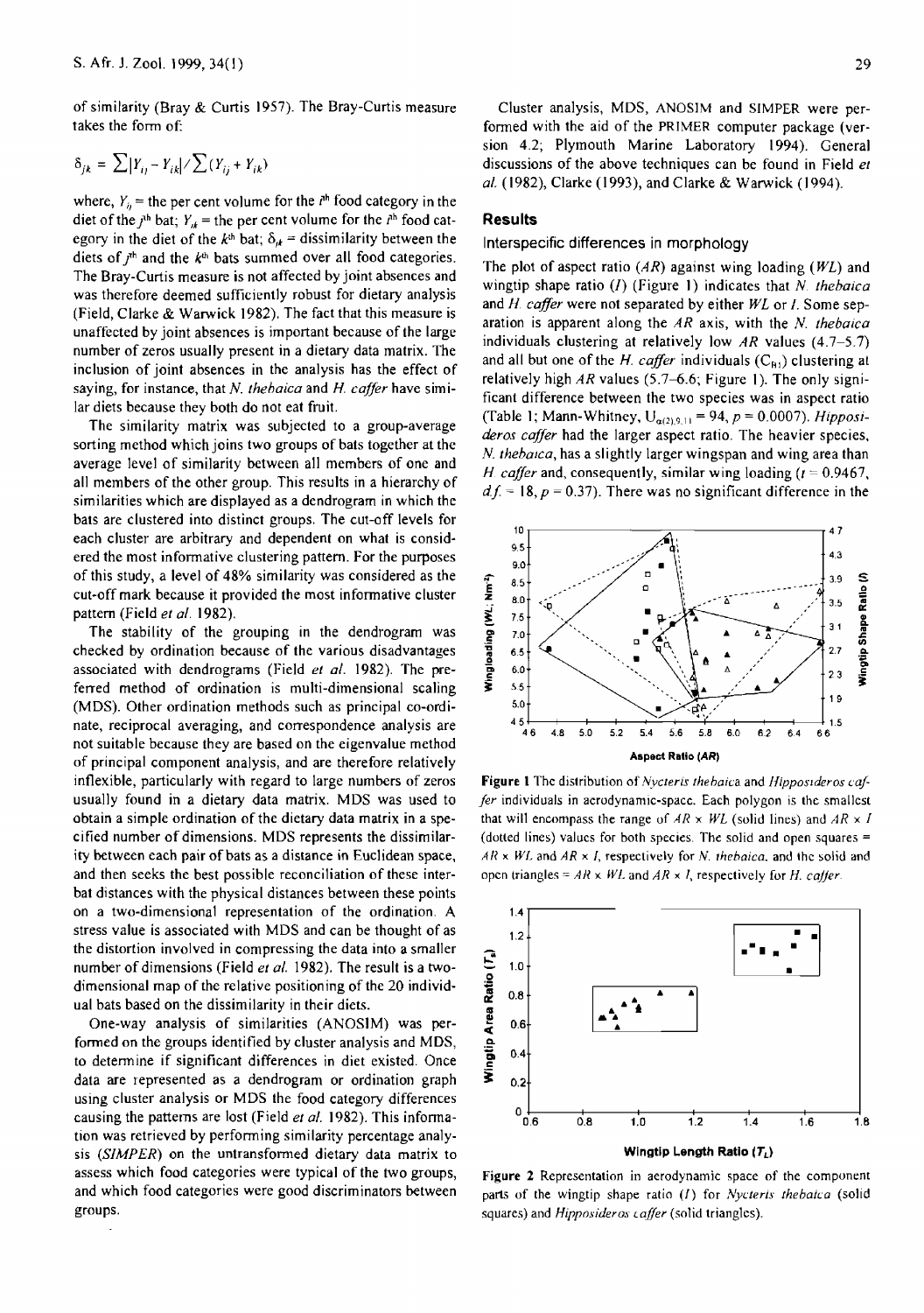of similarity (Bray & Curtis 1957). The Bray-Curtis measure takes the form of:

$$\delta_{jk} = \sum |Y_{ij} - Y_{ik}| / \sum (Y_{ij} + Y_{ik})$$

where, $Y_{ij}$ = the per cent volume for the $i^{th}$ food category in the diet of the $j^{th}$ bat; $Y_{ik}$ = the per cent volume for the $i^{th}$ food category in the diet of the $k^{th}$ bat; $\delta_{jk}$ = dissimilarity between the diets of $j^{th}$ and the $k^{th}$ bats summed over all food categories. The Bray-Curtis measure is not affected by joint absences and was therefore deemed sufficiently robust for dietary analysis (Field, Clarke & Warwick 1982). The fact that this measure is unaffected by joint absences is important because of the large number of zeros usually present in a dietary data matrix. The inclusion of joint absences in the analysis has the effect of saying, for instance, that *N. thebaica* and *H. caffer* have similar diets because they both do not eat fruit.

The similarity matrix was subjected to a group-average sorting method which joins two groups of bats together at the average level of similarity between all members of one and all members of the other group. This results in a hierarchy of similarities which are displayed as a dendrogram in which the bats are clustered into distinct groups. The cut-off levels for each cluster are arbitrary and dependent on what is considered the most informative clustering pattern. For the purposes of this study, a level of 48% similarity was considered as the cut-off mark because it provided the most informative cluster pattern (Field *et al.* 1982).

The stability of the grouping in the dendrogram was checked by ordination because of the various disadvantages associated with dendrograms (Field *et al.* 1982). The preferred method of ordination is multi-dimensional scaling (MDS). Other ordination methods such as principal co-ordinate, reciprocal averaging, and correspondence analysis are not suitable because they are based on the eigenvalue method of principal component analysis, and are therefore relatively inflexible, particularly with regard to large numbers of zeros usually found in a dietary data matrix. MDS was used to obtain a simple ordination of the dietary data matrix in a specified number of dimensions. MDS represents the dissimilarity between each pair of bats as a distance in Euclidean space, and then seeks the best possible reconciliation of these inter-bat distances with the physical distances between these points on a two-dimensional representation of the ordination. A stress value is associated with MDS and can be thought of as the distortion involved in compressing the data into a smaller number of dimensions (Field *et al.* 1982). The result is a two-dimensional map of the relative positioning of the 20 individual bats based on the dissimilarity in their diets.

One-way analysis of similarities (ANOSIM) was performed on the groups identified by cluster analysis and MDS, to determine if significant differences in diet existed. Once data are represented as a dendrogram or ordination graph using cluster analysis or MDS the food category differences causing the patterns are lost (Field *et al.* 1982). This information was retrieved by performing similarity percentage analysis (*SIMPER*) on the untransformed dietary data matrix to assess which food categories were typical of the two groups, and which food categories were good discriminators between groups.

Cluster analysis, MDS, ANOSIM and SIMPER were performed with the aid of the PRIMER computer package (version 4.2; Plymouth Marine Laboratory 1994). General discussions of the above techniques can be found in Field *et al.* (1982), Clarke (1993), and Clarke & Warwick (1994).

## Results

### Interspecific differences in morphology

The plot of aspect ratio (*AR*) against wing loading (*WL*) and wingtip shape ratio (*I*) (Figure 1) indicates that *N. thebaica* and *H. caffer* were not separated by either *WL* or *I*. Some separation is apparent along the *AR* axis, with the *N. thebaica* individuals clustering at relatively low *AR* values (4.7–5.7) and all but one of the *H. caffer* individuals ($C_{B1}$) clustering at relatively high *AR* values (5.7–6.6; Figure 1). The only significant difference between the two species was in aspect ratio (Table 1; Mann-Whitney, $U_{\alpha(2),9,11} = 94$, $p = 0.0007$). *Hipposideros caffer* had the larger aspect ratio. The heavier species, *N. thebaica*, has a slightly larger wingspan and wing area than *H. caffer* and, consequently, similar wing loading ($t = 0.9467$, $d.f. = 18$, $p = 0.37$). There was no significant difference in the

**Figure 1** The distribution of *Nycteris thebaica* and *Hipposideros caffer* individuals in aerodynamic-space. Each polygon is the smallest that will encompass the range of *AR* × *WL* (solid lines) and *AR* × *I* (dotted lines) values for both species. The solid and open squares = *AR* × *WL* and *AR* × *I*, respectively for *N. thebaica*, and the solid and open triangles = *AR* × *WL* and *AR* × *I*, respectively for *H. caffer*.

**Figure 2** Representation in aerodynamic space of the component parts of the wingtip shape ratio (*I*) for *Nycteris thebaica* (solid squares) and *Hipposideros caffer* (solid triangles).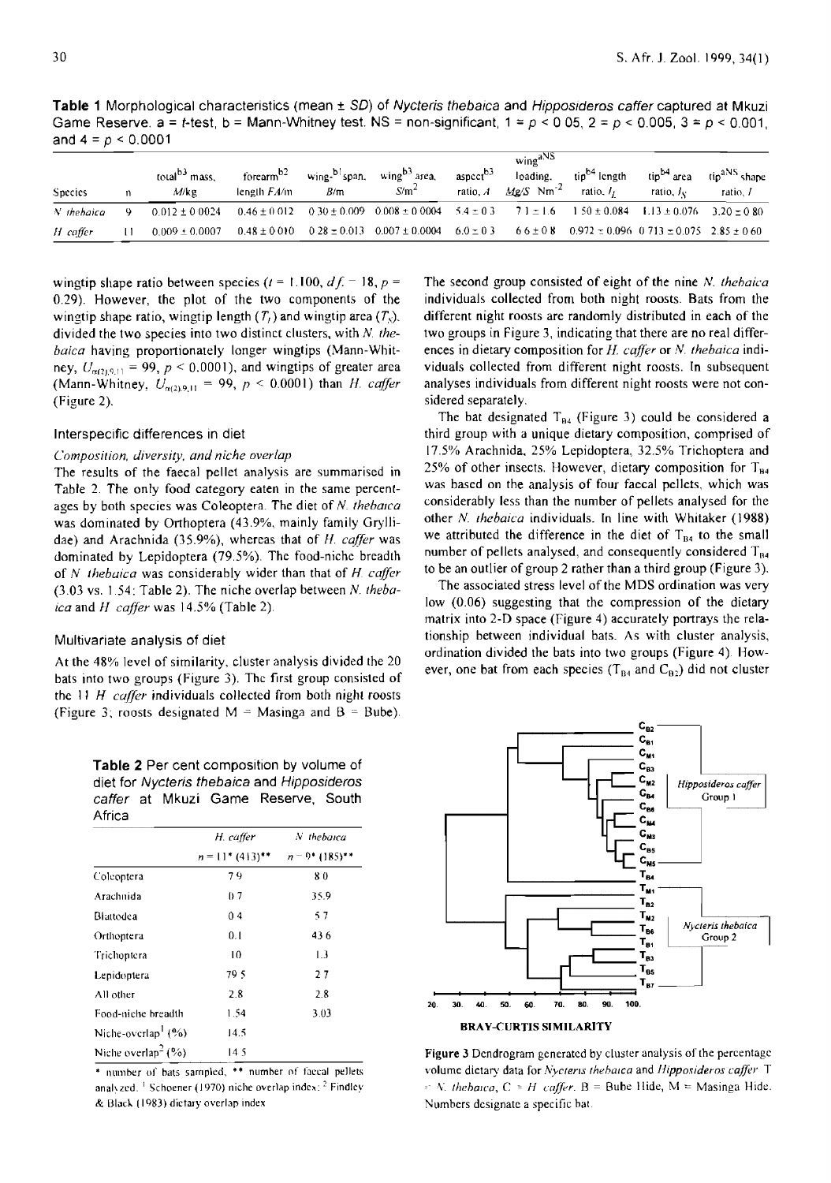**Table 1** Morphological characteristics (mean ± *SD*) of *Nycteris thebaica* and *Hipposideros caffer* captured at Mkuzi Game Reserve. a = *t*-test, b = Mann-Whitney test. NS = non-significant, 1 = $p < 0.05$, 2 = $p < 0.005$, 3 = $p < 0.001$, and 4 = $p < 0.0001$

| Species | n | total[b3] mass, $M$/kg | forearm[b2] length $FA$/m | wing-[b1]span, $B$/m | wing[b3] area, $S$/m$^2$ | aspect[b3] ratio, $A$ | wing[aNS] loading, $Mg/S$ Nm$^{-2}$ | tip[b4] length ratio, $I_L$ | tip[b4] area ratio, $I_S$ | tip[aNS] shape ratio, $I$ |
|---|---|---|---|---|---|---|---|---|---|---|
| *N. thebaica* | 9 | 0.012 ± 0.0024 | 0.46 ± 0.012 | 0.30 ± 0.009 | 0.008 ± 0.0004 | 5.4 ± 0.3 | 7.1 ± 1.6 | 1.50 ± 0.084 | 1.13 ± 0.076 | 3.20 ± 0.80 |
| *H. caffer* | 11 | 0.009 ± 0.0007 | 0.48 ± 0.010 | 0.28 ± 0.013 | 0.007 ± 0.0004 | 6.0 ± 0.3 | 6.6 ± 0.8 | 0.972 ± 0.096 | 0.713 ± 0.075 | 2.85 ± 0.60 |

wingtip shape ratio between species ($t = 1.100$, $d.f. = 18$, $p = 0.29$). However, the plot of the two components of the wingtip shape ratio, wingtip length ($T_l$) and wingtip area ($T_s$), divided the two species into two distinct clusters, with *N. thebaica* having proportionately longer wingtips (Mann-Whitney, $U_{n(2),9,11} = 99$, $p < 0.0001$), and wingtips of greater area (Mann-Whitney, $U_{n(2),9,11} = 99$, $p < 0.0001$) than *H. caffer* (Figure 2).

### Interspecific differences in diet

#### *Composition, diversity, and niche overlap*

The results of the faecal pellet analysis are summarised in Table 2. The only food category eaten in the same percentages by both species was Coleoptera. The diet of *N. thebaica* was dominated by Orthoptera (43.9%, mainly family Gryllidae) and Arachnida (35.9%), whereas that of *H. caffer* was dominated by Lepidoptera (79.5%). The food-niche breadth of *N. thebaica* was considerably wider than that of *H. caffer* (3.03 vs. 1.54; Table 2). The niche overlap between *N. thebaica* and *H. caffer* was 14.5% (Table 2).

### Multivariate analysis of diet

At the 48% level of similarity, cluster analysis divided the 20 bats into two groups (Figure 3). The first group consisted of the 11 *H. caffer* individuals collected from both night roosts (Figure 3; roosts designated M = Masinga and B = Bube).

**Table 2** Per cent composition by volume of diet for *Nycteris thebaica* and *Hipposideros caffer* at Mkuzi Game Reserve, South Africa

| | *H. caffer* | *N. thebaica* |
|---|---|---|
| | $n$ = 11* (413)** | $n$ = 9* (185)** |
| Coleoptera | 7.9 | 8.0 |
| Arachnida | 0.7 | 35.9 |
| Blattodea | 0.4 | 5.7 |
| Orthoptera | 0.1 | 43.6 |
| Trichoptera | 1.0 | 1.3 |
| Lepidoptera | 79.5 | 2.7 |
| All other | 2.8 | 2.8 |
| Food-niche breadth | 1.54 | 3.03 |
| Niche-overlap[1] (%) | 14.5 | |
| Niche overlap[2] (%) | 14.5 | |

\* number of bats sampled, ** number of faecal pellets analyzed. [1] Schoener (1970) niche overlap index; [2] Findley & Black (1983) dietary overlap index

The second group consisted of eight of the nine *N. thebaica* individuals collected from both night roosts. Bats from the different night roosts are randomly distributed in each of the two groups in Figure 3, indicating that there are no real differences in dietary composition for *H. caffer* or *N. thebaica* individuals collected from different night roosts. In subsequent analyses individuals from different night roosts were not considered separately.

The bat designated $T_{B4}$ (Figure 3) could be considered a third group with a unique dietary composition, comprised of 17.5% Arachnida, 25% Lepidoptera, 32.5% Trichoptera and 25% of other insects. However, dietary composition for $T_{B4}$ was based on the analysis of four faecal pellets, which was considerably less than the number of pellets analysed for the other *N. thebaica* individuals. In line with Whitaker (1988) we attributed the difference in the diet of $T_{B4}$ to the small number of pellets analysed, and consequently considered $T_{B4}$ to be an outlier of group 2 rather than a third group (Figure 3).

The associated stress level of the MDS ordination was very low (0.06) suggesting that the compression of the dietary matrix into 2-D space (Figure 4) accurately portrays the relationship between individual bats. As with cluster analysis, ordination divided the bats into two groups (Figure 4). However, one bat from each species ($T_{B4}$ and $C_{B2}$) did not cluster

**Figure 3** Dendrogram generated by cluster analysis of the percentage volume dietary data for *Nycteris thebaica* and *Hipposideros caffer*. T = *N. thebaica*, C = *H. caffer*. B = Bube Hide, M = Masinga Hide. Numbers designate a specific bat.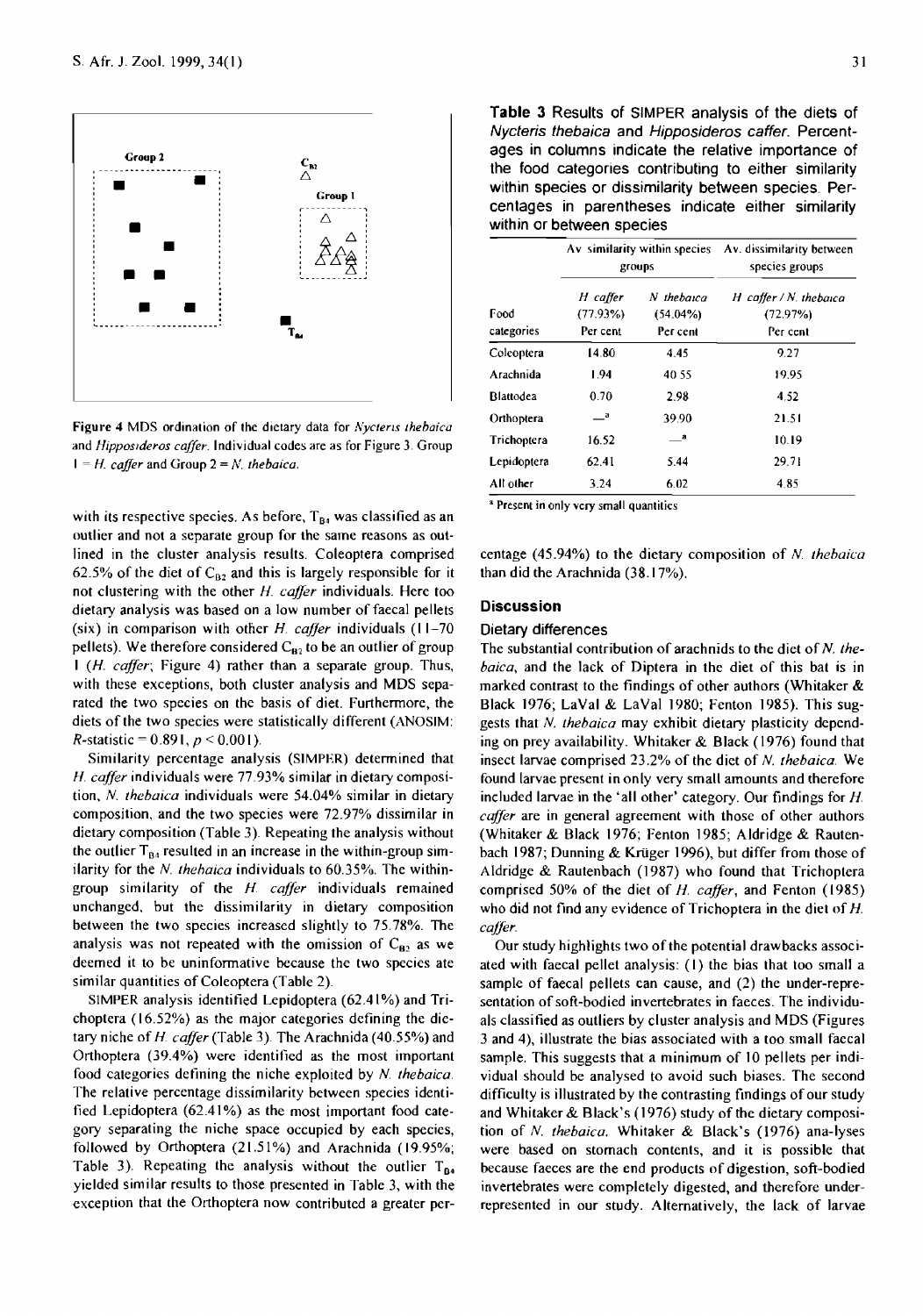Figure 4 MDS ordination of the dietary data for *Nycteris thebaica* and *Hipposideros caffer*. Individual codes are as for Figure 3. Group 1 = *H. caffer* and Group 2 = *N. thebaica*.

with its respective species. As before, $T_{B4}$ was classified as an outlier and not a separate group for the same reasons as outlined in the cluster analysis results. Coleoptera comprised 62.5% of the diet of $C_{B2}$ and this is largely responsible for it not clustering with the other *H. caffer* individuals. Here too dietary analysis was based on a low number of faecal pellets (six) in comparison with other *H. caffer* individuals (11–70 pellets). We therefore considered $C_{B2}$ to be an outlier of group 1 (*H. caffer*; Figure 4) rather than a separate group. Thus, with these exceptions, both cluster analysis and MDS separated the two species on the basis of diet. Furthermore, the diets of the two species were statistically different (ANOSIM: $R$-statistic = 0.891, $p < 0.001$).

Similarity percentage analysis (SIMPER) determined that *H. caffer* individuals were 77.93% similar in dietary composition, *N. thebaica* individuals were 54.04% similar in dietary composition, and the two species were 72.97% dissimilar in dietary composition (Table 3). Repeating the analysis without the outlier $T_{B4}$ resulted in an increase in the within-group similarity for the *N. thebaica* individuals to 60.35%. The within-group similarity of the *H. caffer* individuals remained unchanged, but the dissimilarity in dietary composition between the two species increased slightly to 75.78%. The analysis was not repeated with the omission of $C_{B2}$ as we deemed it to be uninformative because the two species ate similar quantities of Coleoptera (Table 2).

SIMPER analysis identified Lepidoptera (62.41%) and Trichoptera (16.52%) as the major categories defining the dietary niche of *H. caffer* (Table 3). The Arachnida (40.55%) and Orthoptera (39.4%) were identified as the most important food categories defining the niche exploited by *N. thebaica*. The relative percentage dissimilarity between species identified Lepidoptera (62.41%) as the most important food category separating the niche space occupied by each species, followed by Orthoptera (21.51%) and Arachnida (19.95%; Table 3). Repeating the analysis without the outlier $T_{B4}$ yielded similar results to those presented in Table 3, with the exception that the Orthoptera now contributed a greater percentage (45.94%) to the dietary composition of *N. thebaica* than did the Arachnida (38.17%).

**Table 3** Results of SIMPER analysis of the diets of *Nycteris thebaica* and *Hipposideros caffer*. Percentages in columns indicate the relative importance of the food categories contributing to either similarity within species or dissimilarity between species. Percentages in parentheses indicate either similarity within or between species

| | Av. similarity within species groups | | Av. dissimilarity between species groups |
|---|---|---|---|
| Food categories | *H. caffer* (77.93%) Per cent | *N. thebaica* (54.04%) Per cent | *H. caffer* / *N. thebaica* (72.97%) Per cent |
| Coleoptera | 14.80 | 4.45 | 9.27 |
| Arachnida | 1.94 | 40.55 | 19.95 |
| Blattodea | 0.70 | 2.98 | 4.52 |
| Orthoptera | —[a] | 39.90 | 21.51 |
| Trichoptera | 16.52 | —[a] | 10.19 |
| Lepidoptera | 62.41 | 5.44 | 29.71 |
| All other | 3.24 | 6.02 | 4.85 |

[a] Present in only very small quantities

## Discussion

### Dietary differences

The substantial contribution of arachnids to the diet of *N. thebaica*, and the lack of Diptera in the diet of this bat is in marked contrast to the findings of other authors (Whitaker & Black 1976; LaVal & LaVal 1980; Fenton 1985). This suggests that *N. thebaica* may exhibit dietary plasticity depending on prey availability. Whitaker & Black (1976) found that insect larvae comprised 23.2% of the diet of *N. thebaica*. We found larvae present in only very small amounts and therefore included larvae in the 'all other' category. Our findings for *H. caffer* are in general agreement with those of other authors (Whitaker & Black 1976; Fenton 1985; Aldridge & Rautenbach 1987; Dunning & Krüger 1996), but differ from those of Aldridge & Rautenbach (1987) who found that Trichoptera comprised 50% of the diet of *H. caffer*, and Fenton (1985) who did not find any evidence of Trichoptera in the diet of *H. caffer*.

Our study highlights two of the potential drawbacks associated with faecal pellet analysis: (1) the bias that too small a sample of faecal pellets can cause, and (2) the under-representation of soft-bodied invertebrates in faeces. The individuals classified as outliers by cluster analysis and MDS (Figures 3 and 4), illustrate the bias associated with a too small faecal sample. This suggests that a minimum of 10 pellets per individual should be analysed to avoid such biases. The second difficulty is illustrated by the contrasting findings of our study and Whitaker & Black's (1976) study of the dietary composition of *N. thebaica*. Whitaker & Black's (1976) ana-lyses were based on stomach contents, and it is possible that because faeces are the end products of digestion, soft-bodied invertebrates were completely digested, and therefore under-represented in our study. Alternatively, the lack of larvae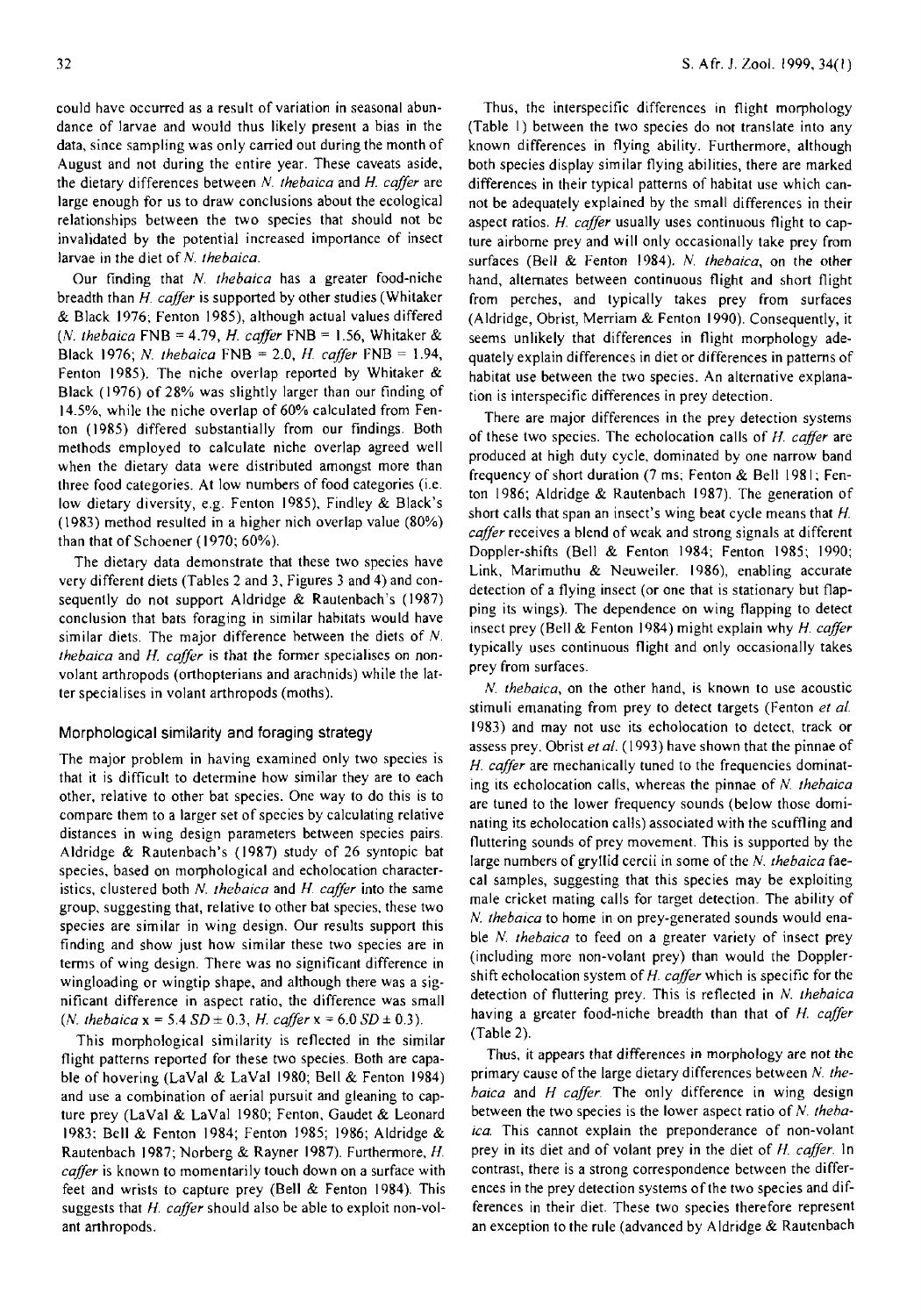could have occurred as a result of variation in seasonal abundance of larvae and would thus likely present a bias in the data, since sampling was only carried out during the month of August and not during the entire year. These caveats aside, the dietary differences between *N. thebaica* and *H. caffer* are large enough for us to draw conclusions about the ecological relationships between the two species that should not be invalidated by the potential increased importance of insect larvae in the diet of *N. thebaica*.

Our finding that *N. thebaica* has a greater food-niche breadth than *H. caffer* is supported by other studies (Whitaker & Black 1976; Fenton 1985), although actual values differed (*N. thebaica* FNB = 4.79, *H. caffer* FNB = 1.56, Whitaker & Black 1976; *N. thebaica* FNB = 2.0, *H. caffer* FNB = 1.94, Fenton 1985). The niche overlap reported by Whitaker & Black (1976) of 28% was slightly larger than our finding of 14.5%, while the niche overlap of 60% calculated from Fenton (1985) differed substantially from our findings. Both methods employed to calculate niche overlap agreed well when the dietary data were distributed amongst more than three food categories. At low numbers of food categories (i.e. low dietary diversity, e.g. Fenton 1985), Findley & Black's (1983) method resulted in a higher nich overlap value (80%) than that of Schoener (1970; 60%).

The dietary data demonstrate that these two species have very different diets (Tables 2 and 3, Figures 3 and 4) and consequently do not support Aldridge & Rautenbach's (1987) conclusion that bats foraging in similar habitats would have similar diets. The major difference between the diets of *N. thebaica* and *H. caffer* is that the former specialises on non-volant arthropods (orthopterians and arachnids) while the latter specialises in volant arthropods (moths).

### Morphological similarity and foraging strategy

The major problem in having examined only two species is that it is difficult to determine how similar they are to each other, relative to other bat species. One way to do this is to compare them to a larger set of species by calculating relative distances in wing design parameters between species pairs. Aldridge & Rautenbach's (1987) study of 26 syntopic bat species, based on morphological and echolocation characteristics, clustered both *N. thebaica* and *H. caffer* into the same group, suggesting that, relative to other bat species, these two species are similar in wing design. Our results support this finding and show just how similar these two species are in terms of wing design. There was no significant difference in wingloading or wingtip shape, and although there was a significant difference in aspect ratio, the difference was small (*N. thebaica* $\bar{x}$ = 5.4 $SD \pm 0.3$, *H. caffer* $\bar{x}$ = 6.0 $SD \pm 0.3$).

This morphological similarity is reflected in the similar flight patterns reported for these two species. Both are capable of hovering (LaVal & LaVal 1980; Bell & Fenton 1984) and use a combination of aerial pursuit and gleaning to capture prey (LaVal & LaVal 1980; Fenton, Gaudet & Leonard 1983; Bell & Fenton 1984; Fenton 1985; 1986; Aldridge & Rautenbach 1987; Norberg & Rayner 1987). Furthermore, *H. caffer* is known to momentarily touch down on a surface with feet and wrists to capture prey (Bell & Fenton 1984). This suggests that *H. caffer* should also be able to exploit non-volant arthropods.

Thus, the interspecific differences in flight morphology (Table 1) between the two species do not translate into any known differences in flying ability. Furthermore, although both species display similar flying abilities, there are marked differences in their typical patterns of habitat use which cannot be adequately explained by the small differences in their aspect ratios. *H. caffer* usually uses continuous flight to capture airborne prey and will only occasionally take prey from surfaces (Bell & Fenton 1984). *N. thebaica*, on the other hand, alternates between continuous flight and short flight from perches, and typically takes prey from surfaces (Aldridge, Obrist, Merriam & Fenton 1990). Consequently, it seems unlikely that differences in flight morphology adequately explain differences in diet or differences in patterns of habitat use between the two species. An alternative explanation is interspecific differences in prey detection.

There are major differences in the prey detection systems of these two species. The echolocation calls of *H. caffer* are produced at high duty cycle, dominated by one narrow band frequency of short duration (7 ms; Fenton & Bell 1981; Fenton 1986; Aldridge & Rautenbach 1987). The generation of short calls that span an insect's wing beat cycle means that *H. caffer* receives a blend of weak and strong signals at different Doppler-shifts (Bell & Fenton 1984; Fenton 1985; 1990; Link, Marimuthu & Neuweiler. 1986), enabling accurate detection of a flying insect (or one that is stationary but flapping its wings). The dependence on wing flapping to detect insect prey (Bell & Fenton 1984) might explain why *H. caffer* typically uses continuous flight and only occasionally takes prey from surfaces.

*N. thebaica*, on the other hand, is known to use acoustic stimuli emanating from prey to detect targets (Fenton *et al.* 1983) and may not use its echolocation to detect, track or assess prey. Obrist *et al.* (1993) have shown that the pinnae of *H. caffer* are mechanically tuned to the frequencies dominating its echolocation calls, whereas the pinnae of *N. thebaica* are tuned to the lower frequency sounds (below those dominating its echolocation calls) associated with the scuffling and fluttering sounds of prey movement. This is supported by the large numbers of gryllid cercii in some of the *N. thebaica* faecal samples, suggesting that this species may be exploiting male cricket mating calls for target detection. The ability of *N. thebaica* to home in on prey-generated sounds would enable *N. thebaica* to feed on a greater variety of insect prey (including more non-volant prey) than would the Doppler-shift echolocation system of *H. caffer* which is specific for the detection of fluttering prey. This is reflected in *N. thebaica* having a greater food-niche breadth than that of *H. caffer* (Table 2).

Thus, it appears that differences in morphology are not the primary cause of the large dietary differences between *N. thebaica* and *H caffer*. The only difference in wing design between the two species is the lower aspect ratio of *N. thebaica*. This cannot explain the preponderance of non-volant prey in its diet and of volant prey in the diet of *H. caffer*. In contrast, there is a strong correspondence between the differences in the prey detection systems of the two species and differences in their diet. These two species therefore represent an exception to the rule (advanced by Aldridge & Rautenbach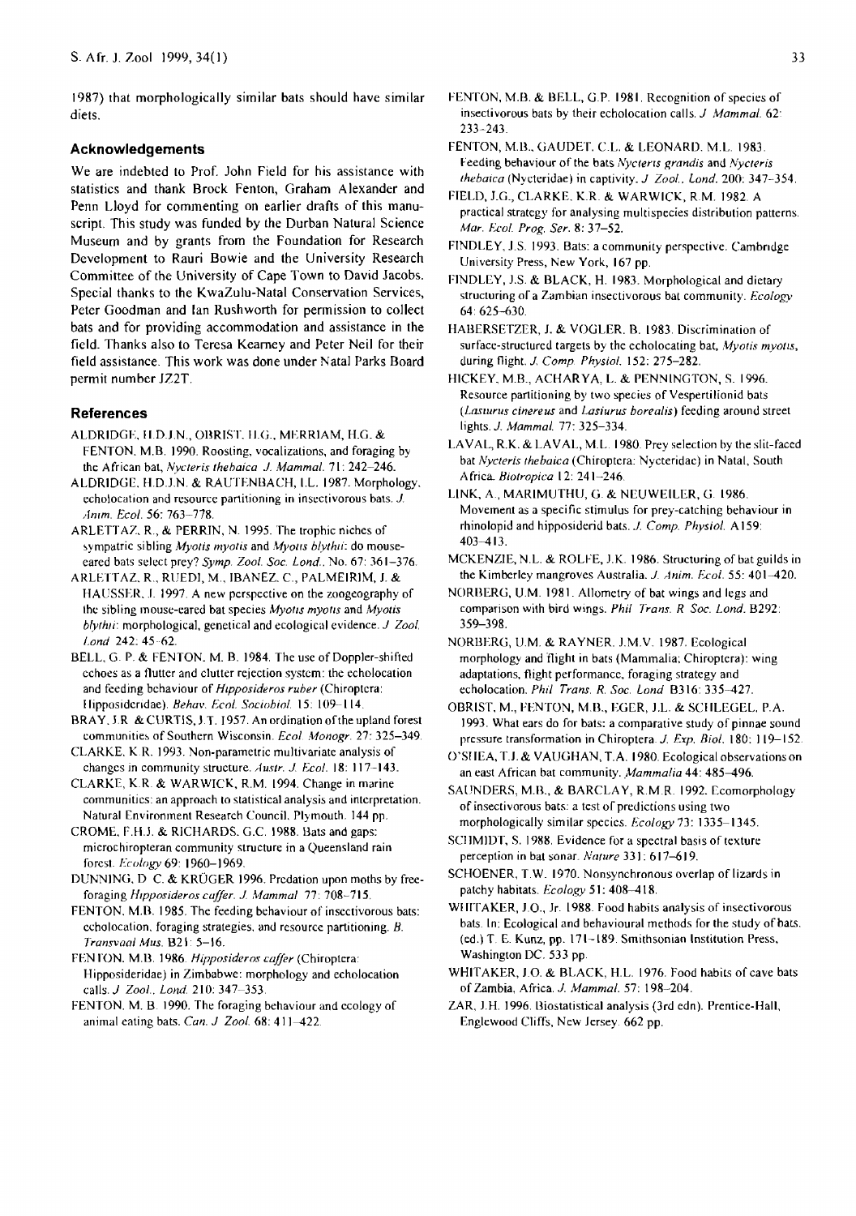1987) that morphologically similar bats should have similar diets.

## Acknowledgements

We are indebted to Prof. John Field for his assistance with statistics and thank Brock Fenton, Graham Alexander and Penn Lloyd for commenting on earlier drafts of this manuscript. This study was funded by the Durban Natural Science Museum and by grants from the Foundation for Research Development to Rauri Bowie and the University Research Committee of the University of Cape Town to David Jacobs. Special thanks to the KwaZulu-Natal Conservation Services, Peter Goodman and Ian Rushworth for permission to collect bats and for providing accommodation and assistance in the field. Thanks also to Teresa Kearney and Peter Neil for their field assistance. This work was done under Natal Parks Board permit number JZ2T.

## References

ALDRIDGE, H.D.J.N., OBRIST, H.G., MERRIAM, H.G. & FENTON, M.B. 1990. Roosting, vocalizations, and foraging by the African bat, *Nycteris thebaica*. *J. Mammal.* 71: 242–246.

ALDRIDGE, H.D.J.N. & RAUTENBACH, I.L. 1987. Morphology, echolocation and resource partitioning in insectivorous bats. *J. Anim. Ecol.* 56: 763–778.

ARLETTAZ, R., & PERRIN, N. 1995. The trophic niches of sympatric sibling *Myotis myotis* and *Myotis blythii*: do mouse-eared bats select prey? *Symp. Zool. Soc. Lond.*, No. 67: 361–376.

ARLETTAZ, R., RUEDI, M., IBANEZ, C., PALMEIRIM, J. & HAUSSER, J. 1997. A new perspective on the zoogeography of the sibling mouse-eared bat species *Myotis myotis* and *Myotis blythii*: morphological, genetical and ecological evidence. *J. Zool. Lond.* 242: 45–62.

BELL, G. P. & FENTON, M. B. 1984. The use of Doppler-shifted echoes as a flutter and clutter rejection system: the echolocation and feeding behaviour of *Hipposideros ruber* (Chiroptera: Hipposideridae). *Behav. Ecol. Sociobiol.* 15: 109–114.

BRAY, J.R. & CURTIS, J.T. 1957. An ordination of the upland forest communities of Southern Wisconsin. *Ecol. Monogr.* 27: 325–349.

CLARKE, K.R. 1993. Non-parametric multivariate analysis of changes in community structure. *Austr. J. Ecol.* 18: 117–143.

CLARKE, K.R. & WARWICK, R.M. 1994. Change in marine communities: an approach to statistical analysis and interpretation. Natural Environment Research Council. Plymouth. 144 pp.

CROME, F.H.J. & RICHARDS, G.C. 1988. Bats and gaps: microchiropteran community structure in a Queensland rain forest. *Ecology* 69: 1960–1969.

DUNNING, D. C. & KRÜGER 1996. Predation upon moths by free-foraging *Hipposideros caffer*. *J. Mammal.* 77: 708–715.

FENTON, M.B. 1985. The feeding behaviour of insectivorous bats: echolocation, foraging strategies, and resource partitioning. *B. Transvaal Mus.* B21: 5–16.

FENTON, M.B. 1986. *Hipposideros caffer* (Chiroptera: Hipposideridae) in Zimbabwe: morphology and echolocation calls. *J. Zool., Lond.* 210: 347–353.

FENTON, M. B. 1990. The foraging behaviour and ecology of animal eating bats. *Can. J. Zool.* 68: 411–422.

FENTON, M.B. & BELL, G.P. 1981. Recognition of species of insectivorous bats by their echolocation calls. *J. Mammal.* 62: 233–243.

FENTON, M.B., GAUDET, C.L. & LEONARD, M.L. 1983. Feeding behaviour of the bats *Nycteris grandis* and *Nycteris thebaica* (Nycteridae) in captivity. *J. Zool., Lond.* 200: 347–354.

FIELD, J.G., CLARKE, K.R. & WARWICK, R.M. 1982. A practical strategy for analysing multispecies distribution patterns. *Mar. Ecol. Prog. Ser.* 8: 37–52.

FINDLEY, J.S. 1993. Bats: a community perspective. Cambridge University Press, New York, 167 pp.

FINDLEY, J.S. & BLACK, H. 1983. Morphological and dietary structuring of a Zambian insectivorous bat community. *Ecology* 64: 625–630.

HABERSETZER, J. & VOGLER, B. 1983. Discrimination of surface-structured targets by the echolocating bat, *Myotis myotis*, during flight. *J. Comp. Physiol.* 152: 275–282.

HICKEY, M.B., ACHARYA, L. & PENNINGTON, S. 1996. Resource partitioning by two species of Vespertilionid bats (*Lasiurus cinereus* and *Lasiurus borealis*) feeding around street lights. *J. Mammal.* 77: 325–334.

LAVAL, R.K. & LAVAL, M.L. 1980. Prey selection by the slit-faced bat *Nycteris thebaica* (Chiroptera: Nycteridae) in Natal, South Africa. *Biotropica* 12: 241–246.

LINK, A., MARIMUTHU, G. & NEUWEILER, G. 1986. Movement as a specific stimulus for prey-catching behaviour in rhinolopid and hipposiderid bats. *J. Comp. Physiol.* A159: 403–413.

MCKENZIE, N.L. & ROLFE, J.K. 1986. Structuring of bat guilds in the Kimberley mangroves Australia. *J. Anim. Ecol.* 55: 401–420.

NORBERG, U.M. 1981. Allometry of bat wings and legs and comparison with bird wings. *Phil. Trans. R. Soc. Lond.* B292: 359–398.

NORBERG, U.M. & RAYNER, J.M.V. 1987. Ecological morphology and flight in bats (Mammalia; Chiroptera): wing adaptations, flight performance, foraging strategy and echolocation. *Phil. Trans. R. Soc. Lond.* B316: 335–427.

OBRIST, M., FENTON, M.B., EGER, J.L. & SCHLEGEL, P.A. 1993. What ears do for bats: a comparative study of pinnae sound pressure transformation in Chiroptera. *J. Exp. Biol.* 180: 119–152.

O'SHEA, T.J. & VAUGHAN, T.A. 1980. Ecological observations on an east African bat community. *Mammalia* 44: 485–496.

SAUNDERS, M.B., & BARCLAY, R.M.R. 1992. Ecomorphology of insectivorous bats: a test of predictions using two morphologically similar species. *Ecology* 73: 1335–1345.

SCHMIDT, S. 1988. Evidence for a spectral basis of texture perception in bat sonar. *Nature* 331: 617–619.

SCHOENER, T.W. 1970. Nonsynchronous overlap of lizards in patchy habitats. *Ecology* 51: 408–418.

WHITAKER, J.O., Jr. 1988. Food habits analysis of insectivorous bats. In: Ecological and behavioural methods for the study of bats. (ed.) T. E. Kunz, pp. 171–189. Smithsonian Institution Press, Washington DC. 533 pp.

WHITAKER, J.O. & BLACK, H.L. 1976. Food habits of cave bats of Zambia, Africa. *J. Mammal.* 57: 198–204.

ZAR, J.H. 1996. Biostatistical analysis (3rd edn). Prentice-Hall, Englewood Cliffs, New Jersey. 662 pp.